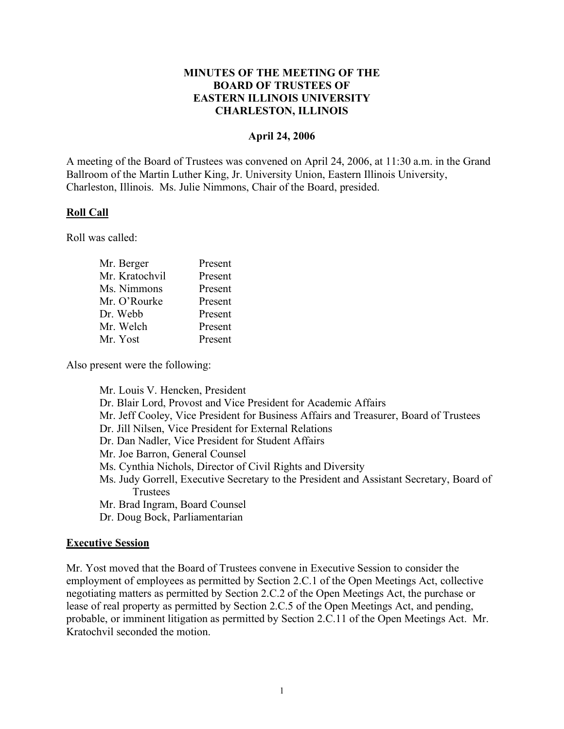# MINUTES OF THE MEETING OF THE BOARD OF TRUSTEES OF EASTERN ILLINOIS UNIVERSITY CHARLESTON, ILLINOIS

**April 24, 2006**

A meeting of the Board of Trustees was convened on April 24, 2006, at 11:30 a.m. in the Grand Ballroom of the Martin Luther King, Jr. University Union, Eastern Illinois University, Charleston, Illinois. Ms. Julie Nimmons, Chair of the Board, presided.

## Roll Call

Roll was called:

| | |
|---|---|
| Mr. Berger | Present |
| Mr. Kratochvil | Present |
| Ms. Nimmons | Present |
| Mr. O'Rourke | Present |
| Dr. Webb | Present |
| Mr. Welch | Present |
| Mr. Yost | Present |

Also present were the following:

- Mr. Louis V. Hencken, President
- Dr. Blair Lord, Provost and Vice President for Academic Affairs
- Mr. Jeff Cooley, Vice President for Business Affairs and Treasurer, Board of Trustees
- Dr. Jill Nilsen, Vice President for External Relations
- Dr. Dan Nadler, Vice President for Student Affairs
- Mr. Joe Barron, General Counsel
- Ms. Cynthia Nichols, Director of Civil Rights and Diversity
- Ms. Judy Gorrell, Executive Secretary to the President and Assistant Secretary, Board of Trustees
- Mr. Brad Ingram, Board Counsel
- Dr. Doug Bock, Parliamentarian

## Executive Session

Mr. Yost moved that the Board of Trustees convene in Executive Session to consider the employment of employees as permitted by Section 2.C.1 of the Open Meetings Act, collective negotiating matters as permitted by Section 2.C.2 of the Open Meetings Act, the purchase or lease of real property as permitted by Section 2.C.5 of the Open Meetings Act, and pending, probable, or imminent litigation as permitted by Section 2.C.11 of the Open Meetings Act. Mr. Kratochvil seconded the motion.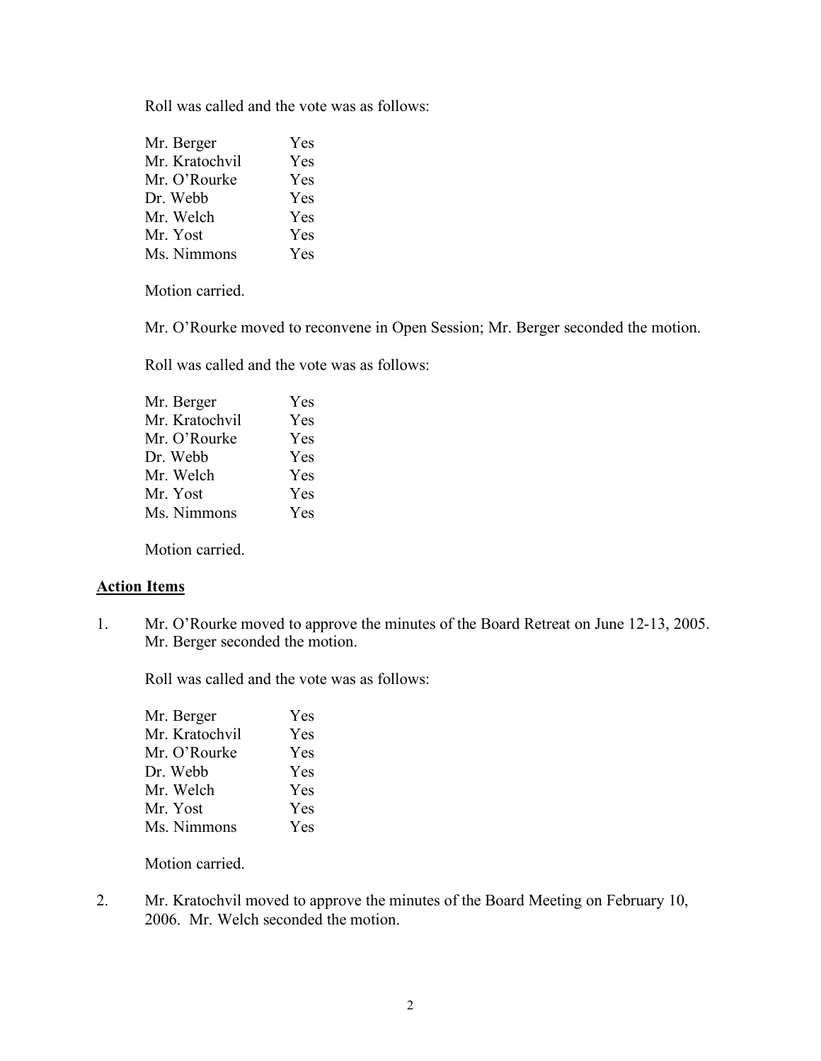Roll was called and the vote was as follows:

| | |
|---|---|
| Mr. Berger | Yes |
| Mr. Kratochvil | Yes |
| Mr. O'Rourke | Yes |
| Dr. Webb | Yes |
| Mr. Welch | Yes |
| Mr. Yost | Yes |
| Ms. Nimmons | Yes |

Motion carried.

Mr. O'Rourke moved to reconvene in Open Session; Mr. Berger seconded the motion.

Roll was called and the vote was as follows:

| | |
|---|---|
| Mr. Berger | Yes |
| Mr. Kratochvil | Yes |
| Mr. O'Rourke | Yes |
| Dr. Webb | Yes |
| Mr. Welch | Yes |
| Mr. Yost | Yes |
| Ms. Nimmons | Yes |

Motion carried.

## Action Items

1. Mr. O'Rourke moved to approve the minutes of the Board Retreat on June 12-13, 2005. Mr. Berger seconded the motion.

   Roll was called and the vote was as follows:

   | | |
   |---|---|
   | Mr. Berger | Yes |
   | Mr. Kratochvil | Yes |
   | Mr. O'Rourke | Yes |
   | Dr. Webb | Yes |
   | Mr. Welch | Yes |
   | Mr. Yost | Yes |
   | Ms. Nimmons | Yes |

   Motion carried.

2. Mr. Kratochvil moved to approve the minutes of the Board Meeting on February 10, 2006. Mr. Welch seconded the motion.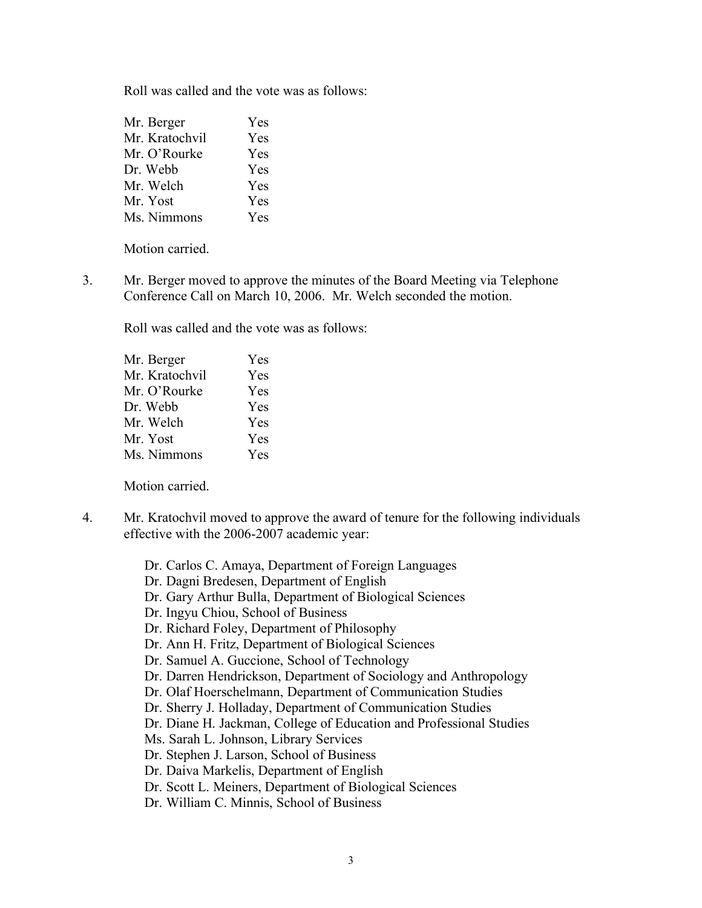Roll was called and the vote was as follows:

| | |
|---|---|
| Mr. Berger | Yes |
| Mr. Kratochvil | Yes |
| Mr. O'Rourke | Yes |
| Dr. Webb | Yes |
| Mr. Welch | Yes |
| Mr. Yost | Yes |
| Ms. Nimmons | Yes |

Motion carried.

3. Mr. Berger moved to approve the minutes of the Board Meeting via Telephone Conference Call on March 10, 2006. Mr. Welch seconded the motion.

   Roll was called and the vote was as follows:

| | |
|---|---|
| Mr. Berger | Yes |
| Mr. Kratochvil | Yes |
| Mr. O'Rourke | Yes |
| Dr. Webb | Yes |
| Mr. Welch | Yes |
| Mr. Yost | Yes |
| Ms. Nimmons | Yes |

   Motion carried.

4. Mr. Kratochvil moved to approve the award of tenure for the following individuals effective with the 2006-2007 academic year:

   Dr. Carlos C. Amaya, Department of Foreign Languages
   Dr. Dagni Bredesen, Department of English
   Dr. Gary Arthur Bulla, Department of Biological Sciences
   Dr. Ingyu Chiou, School of Business
   Dr. Richard Foley, Department of Philosophy
   Dr. Ann H. Fritz, Department of Biological Sciences
   Dr. Samuel A. Guccione, School of Technology
   Dr. Darren Hendrickson, Department of Sociology and Anthropology
   Dr. Olaf Hoerschelmann, Department of Communication Studies
   Dr. Sherry J. Holladay, Department of Communication Studies
   Dr. Diane H. Jackman, College of Education and Professional Studies
   Ms. Sarah L. Johnson, Library Services
   Dr. Stephen J. Larson, School of Business
   Dr. Daiva Markelis, Department of English
   Dr. Scott L. Meiners, Department of Biological Sciences
   Dr. William C. Minnis, School of Business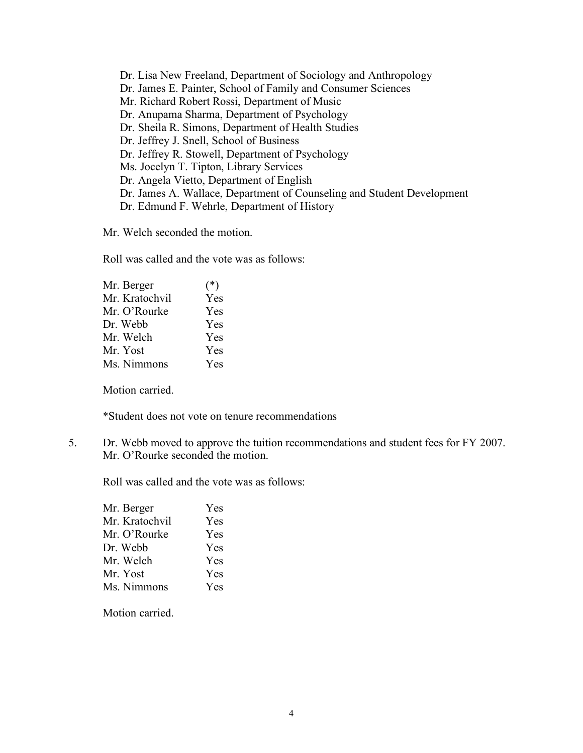Dr. Lisa New Freeland, Department of Sociology and Anthropology
Dr. James E. Painter, School of Family and Consumer Sciences
Mr. Richard Robert Rossi, Department of Music
Dr. Anupama Sharma, Department of Psychology
Dr. Sheila R. Simons, Department of Health Studies
Dr. Jeffrey J. Snell, School of Business
Dr. Jeffrey R. Stowell, Department of Psychology
Ms. Jocelyn T. Tipton, Library Services
Dr. Angela Vietto, Department of English
Dr. James A. Wallace, Department of Counseling and Student Development
Dr. Edmund F. Wehrle, Department of History

Mr. Welch seconded the motion.

Roll was called and the vote was as follows:

| | |
|---|---|
| Mr. Berger | (*) |
| Mr. Kratochvil | Yes |
| Mr. O'Rourke | Yes |
| Dr. Webb | Yes |
| Mr. Welch | Yes |
| Mr. Yost | Yes |
| Ms. Nimmons | Yes |

Motion carried.

*Student does not vote on tenure recommendations

5. Dr. Webb moved to approve the tuition recommendations and student fees for FY 2007. Mr. O'Rourke seconded the motion.

Roll was called and the vote was as follows:

| | |
|---|---|
| Mr. Berger | Yes |
| Mr. Kratochvil | Yes |
| Mr. O'Rourke | Yes |
| Dr. Webb | Yes |
| Mr. Welch | Yes |
| Mr. Yost | Yes |
| Ms. Nimmons | Yes |

Motion carried.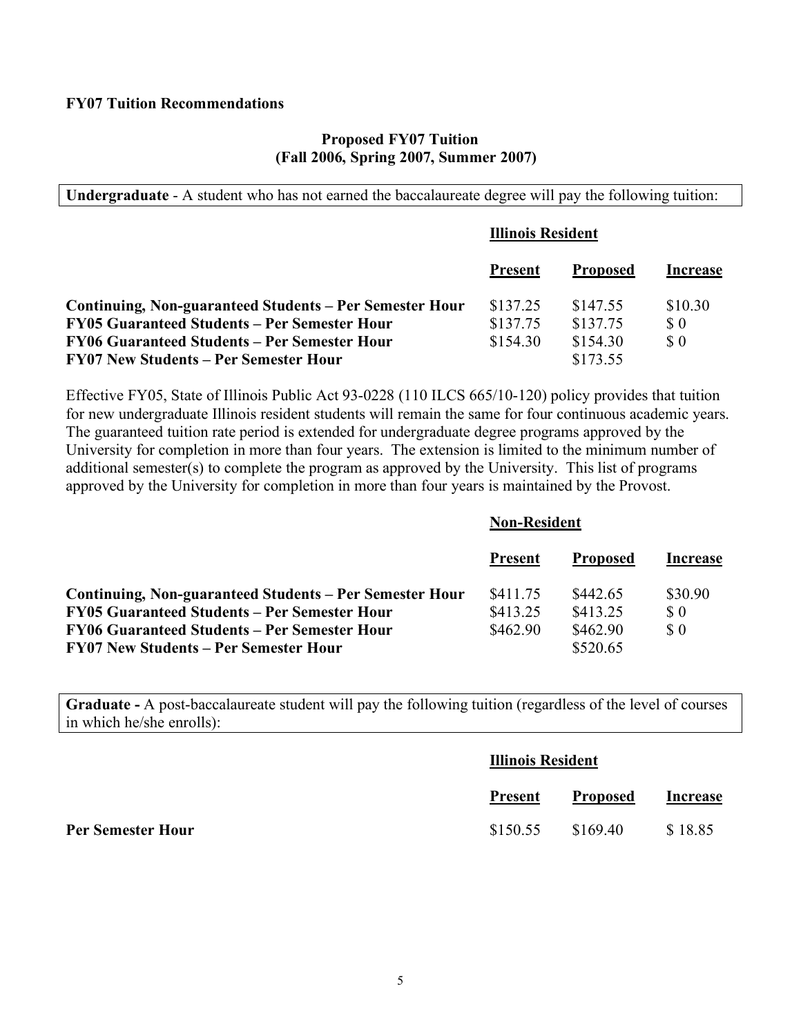**FY07 Tuition Recommendations**

**Proposed FY07 Tuition**
**(Fall 2006, Spring 2007, Summer 2007)**

**Undergraduate** - A student who has not earned the baccalaureate degree will pay the following tuition:

**Illinois Resident**

| | Present | Proposed | Increase |
|---|---|---|---|
| **Continuing, Non-guaranteed Students – Per Semester Hour** | $137.25 | $147.55 | $10.30 |
| **FY05 Guaranteed Students – Per Semester Hour** | $137.75 | $137.75 | $ 0 |
| **FY06 Guaranteed Students – Per Semester Hour** | $154.30 | $154.30 | $ 0 |
| **FY07 New Students – Per Semester Hour** | | $173.55 | |

Effective FY05, State of Illinois Public Act 93-0228 (110 ILCS 665/10-120) policy provides that tuition for new undergraduate Illinois resident students will remain the same for four continuous academic years. The guaranteed tuition rate period is extended for undergraduate degree programs approved by the University for completion in more than four years. The extension is limited to the minimum number of additional semester(s) to complete the program as approved by the University. This list of programs approved by the University for completion in more than four years is maintained by the Provost.

**Non-Resident**

| | Present | Proposed | Increase |
|---|---|---|---|
| **Continuing, Non-guaranteed Students – Per Semester Hour** | $411.75 | $442.65 | $30.90 |
| **FY05 Guaranteed Students – Per Semester Hour** | $413.25 | $413.25 | $ 0 |
| **FY06 Guaranteed Students – Per Semester Hour** | $462.90 | $462.90 | $ 0 |
| **FY07 New Students – Per Semester Hour** | | $520.65 | |

**Graduate -** A post-baccalaureate student will pay the following tuition (regardless of the level of courses in which he/she enrolls):

**Illinois Resident**

| | Present | Proposed | Increase |
|---|---|---|---|
| **Per Semester Hour** | $150.55 | $169.40 | $ 18.85 |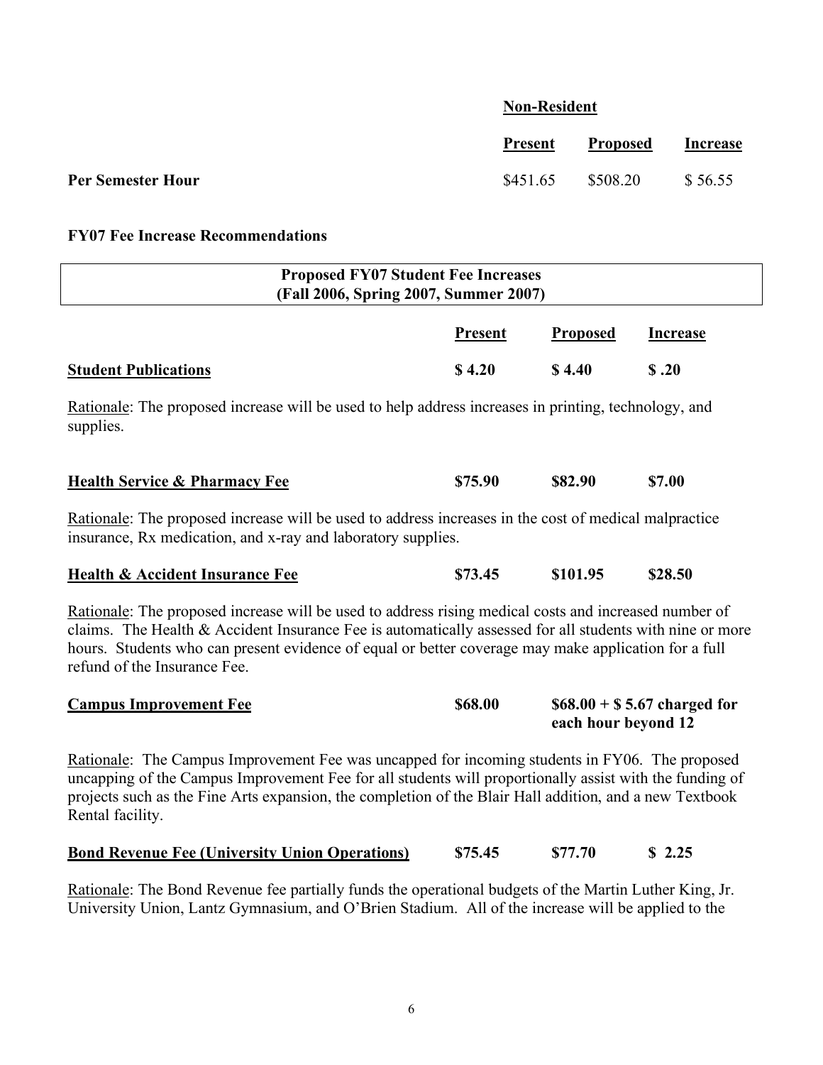| | Non-Resident | | |
|---|---|---|---|
| | **Present** | **Proposed** | **Increase** |
| **Per Semester Hour** | $451.65 | $508.20 | $ 56.55 |

**FY07 Fee Increase Recommendations**

| **Proposed FY07 Student Fee Increases (Fall 2006, Spring 2007, Summer 2007)** |
|---|

| | **Present** | **Proposed** | **Increase** |
|---|---|---|---|
| **Student Publications** | **$ 4.20** | **$ 4.40** | **$ .20** |

Rationale: The proposed increase will be used to help address increases in printing, technology, and supplies.

| | | | |
|---|---|---|---|
| **Health Service & Pharmacy Fee** | **$75.90** | **$82.90** | **$7.00** |

Rationale: The proposed increase will be used to address increases in the cost of medical malpractice insurance, Rx medication, and x-ray and laboratory supplies.

| | | | |
|---|---|---|---|
| **Health & Accident Insurance Fee** | **$73.45** | **$101.95** | **$28.50** |

Rationale: The proposed increase will be used to address rising medical costs and increased number of claims. The Health & Accident Insurance Fee is automatically assessed for all students with nine or more hours. Students who can present evidence of equal or better coverage may make application for a full refund of the Insurance Fee.

| | | |
|---|---|---|
| **Campus Improvement Fee** | **$68.00** | **$68.00 + $ 5.67 charged for each hour beyond 12** |

Rationale: The Campus Improvement Fee was uncapped for incoming students in FY06. The proposed uncapping of the Campus Improvement Fee for all students will proportionally assist with the funding of projects such as the Fine Arts expansion, the completion of the Blair Hall addition, and a new Textbook Rental facility.

| | | | |
|---|---|---|---|
| **Bond Revenue Fee (University Union Operations)** | **$75.45** | **$77.70** | **$ 2.25** |

Rationale: The Bond Revenue fee partially funds the operational budgets of the Martin Luther King, Jr. University Union, Lantz Gymnasium, and O'Brien Stadium. All of the increase will be applied to the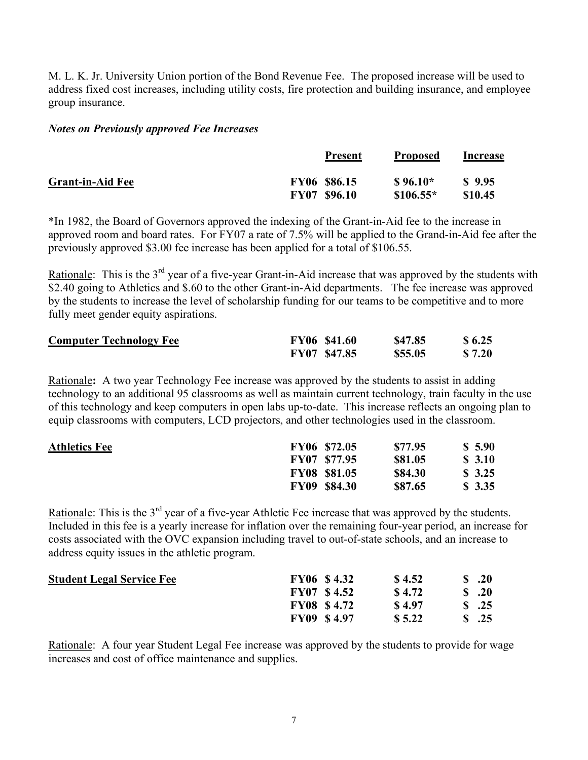M. L. K. Jr. University Union portion of the Bond Revenue Fee. The proposed increase will be used to address fixed cost increases, including utility costs, fire protection and building insurance, and employee group insurance.

***Notes on Previously approved Fee Increases***

| | Present | Proposed | Increase |
|---|---|---|---|
| **Grant-in-Aid Fee** | FY06 $86.15 | $ 96.10* | $ 9.95 |
| | FY07 $96.10 | $106.55* | $10.45 |

*In 1982, the Board of Governors approved the indexing of the Grant-in-Aid fee to the increase in approved room and board rates. For FY07 a rate of 7.5% will be applied to the Grand-in-Aid fee after the previously approved $3.00 fee increase has been applied for a total of $106.55.

Rationale: This is the 3rd year of a five-year Grant-in-Aid increase that was approved by the students with $2.40 going to Athletics and $.60 to the other Grant-in-Aid departments. The fee increase was approved by the students to increase the level of scholarship funding for our teams to be competitive and to more fully meet gender equity aspirations.

| | Present | Proposed | Increase |
|---|---|---|---|
| **Computer Technology Fee** | FY06 $41.60 | $47.85 | $ 6.25 |
| | FY07 $47.85 | $55.05 | $ 7.20 |

Rationale**:** A two year Technology Fee increase was approved by the students to assist in adding technology to an additional 95 classrooms as well as maintain current technology, train faculty in the use of this technology and keep computers in open labs up-to-date. This increase reflects an ongoing plan to equip classrooms with computers, LCD projectors, and other technologies used in the classroom.

| | Present | Proposed | Increase |
|---|---|---|---|
| **Athletics Fee** | FY06 $72.05 | $77.95 | $ 5.90 |
| | FY07 $77.95 | $81.05 | $ 3.10 |
| | FY08 $81.05 | $84.30 | $ 3.25 |
| | FY09 $84.30 | $87.65 | $ 3.35 |

Rationale: This is the 3rd year of a five-year Athletic Fee increase that was approved by the students. Included in this fee is a yearly increase for inflation over the remaining four-year period, an increase for costs associated with the OVC expansion including travel to out-of-state schools, and an increase to address equity issues in the athletic program.

| | Present | Proposed | Increase |
|---|---|---|---|
| **Student Legal Service Fee** | FY06 $ 4.32 | $ 4.52 | $ .20 |
| | FY07 $ 4.52 | $ 4.72 | $ .20 |
| | FY08 $ 4.72 | $ 4.97 | $ .25 |
| | FY09 $ 4.97 | $ 5.22 | $ .25 |

Rationale: A four year Student Legal Fee increase was approved by the students to provide for wage increases and cost of office maintenance and supplies.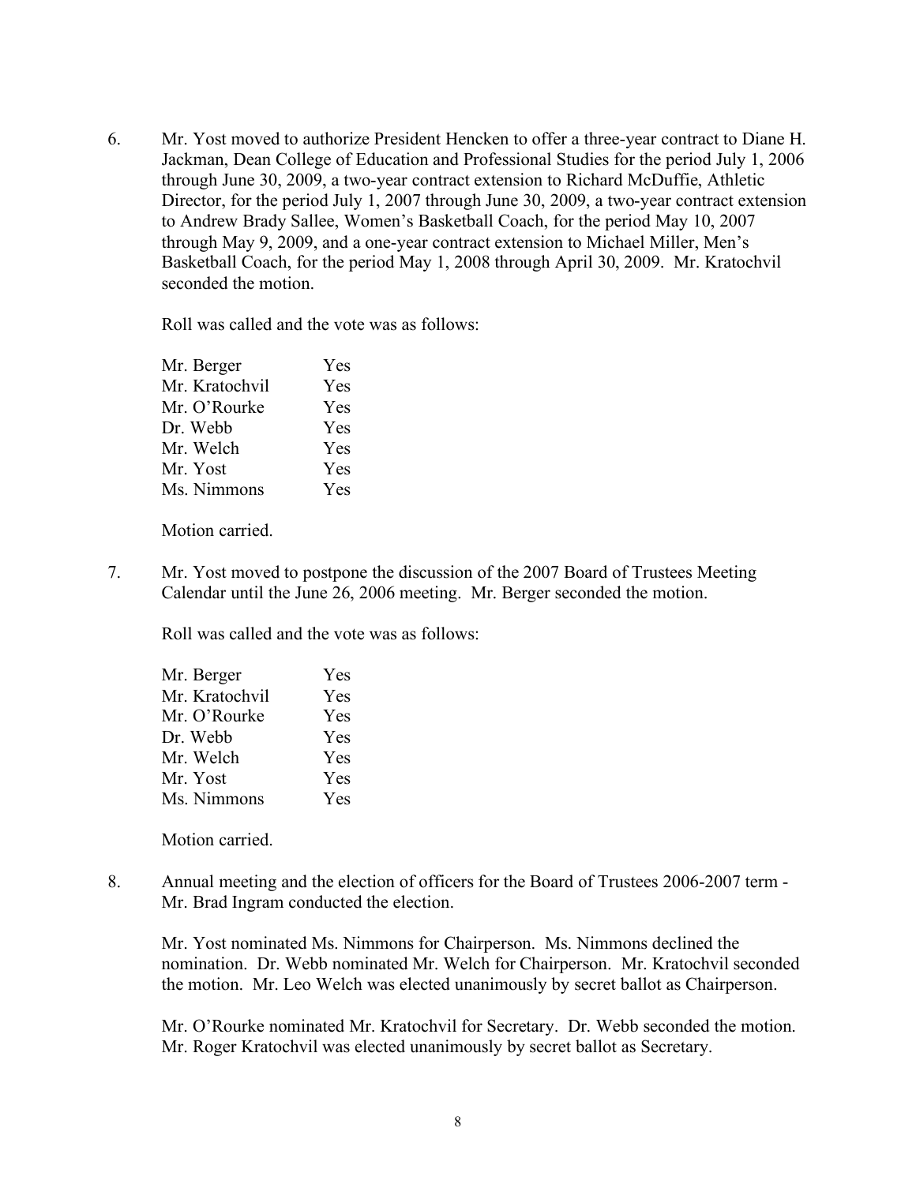6. Mr. Yost moved to authorize President Hencken to offer a three-year contract to Diane H. Jackman, Dean College of Education and Professional Studies for the period July 1, 2006 through June 30, 2009, a two-year contract extension to Richard McDuffie, Athletic Director, for the period July 1, 2007 through June 30, 2009, a two-year contract extension to Andrew Brady Sallee, Women's Basketball Coach, for the period May 10, 2007 through May 9, 2009, and a one-year contract extension to Michael Miller, Men's Basketball Coach, for the period May 1, 2008 through April 30, 2009. Mr. Kratochvil seconded the motion.

   Roll was called and the vote was as follows:

   | | |
   |---|---|
   | Mr. Berger | Yes |
   | Mr. Kratochvil | Yes |
   | Mr. O'Rourke | Yes |
   | Dr. Webb | Yes |
   | Mr. Welch | Yes |
   | Mr. Yost | Yes |
   | Ms. Nimmons | Yes |

   Motion carried.

7. Mr. Yost moved to postpone the discussion of the 2007 Board of Trustees Meeting Calendar until the June 26, 2006 meeting. Mr. Berger seconded the motion.

   Roll was called and the vote was as follows:

   | | |
   |---|---|
   | Mr. Berger | Yes |
   | Mr. Kratochvil | Yes |
   | Mr. O'Rourke | Yes |
   | Dr. Webb | Yes |
   | Mr. Welch | Yes |
   | Mr. Yost | Yes |
   | Ms. Nimmons | Yes |

   Motion carried.

8. Annual meeting and the election of officers for the Board of Trustees 2006-2007 term - Mr. Brad Ingram conducted the election.

   Mr. Yost nominated Ms. Nimmons for Chairperson. Ms. Nimmons declined the nomination. Dr. Webb nominated Mr. Welch for Chairperson. Mr. Kratochvil seconded the motion. Mr. Leo Welch was elected unanimously by secret ballot as Chairperson.

   Mr. O'Rourke nominated Mr. Kratochvil for Secretary. Dr. Webb seconded the motion. Mr. Roger Kratochvil was elected unanimously by secret ballot as Secretary.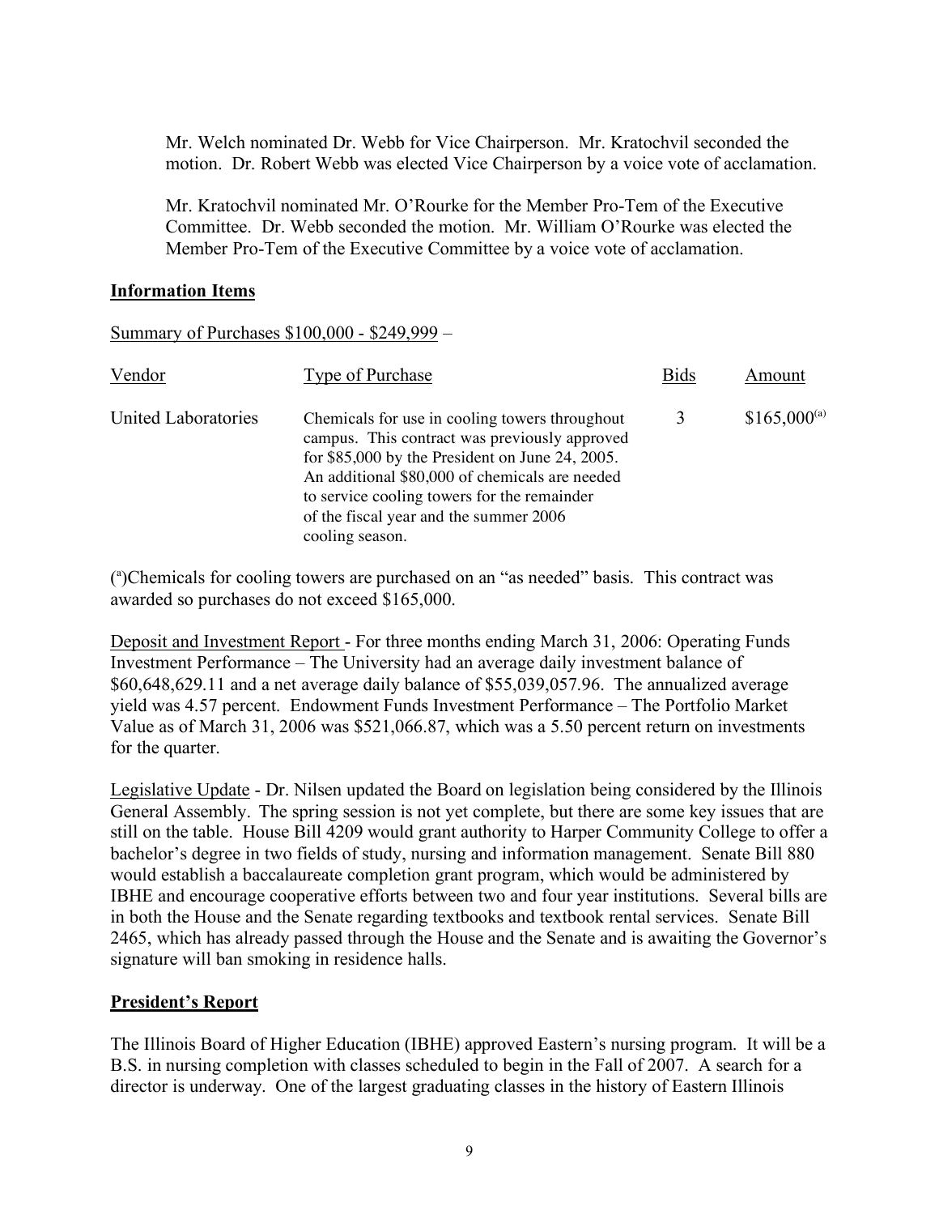Mr. Welch nominated Dr. Webb for Vice Chairperson. Mr. Kratochvil seconded the motion. Dr. Robert Webb was elected Vice Chairperson by a voice vote of acclamation.

Mr. Kratochvil nominated Mr. O'Rourke for the Member Pro-Tem of the Executive Committee. Dr. Webb seconded the motion. Mr. William O'Rourke was elected the Member Pro-Tem of the Executive Committee by a voice vote of acclamation.

**Information Items**

Summary of Purchases $100,000 - $249,999 –

| Vendor | Type of Purchase | Bids | Amount |
|---|---|---|---|
| United Laboratories | Chemicals for use in cooling towers throughout campus. This contract was previously approved for $85,000 by the President on June 24, 2005. An additional $80,000 of chemicals are needed to service cooling towers for the remainder of the fiscal year and the summer 2006 cooling season. | 3 | $165,000[a] |

([a])Chemicals for cooling towers are purchased on an "as needed" basis. This contract was awarded so purchases do not exceed $165,000.

Deposit and Investment Report - For three months ending March 31, 2006: Operating Funds Investment Performance – The University had an average daily investment balance of $60,648,629.11 and a net average daily balance of $55,039,057.96. The annualized average yield was 4.57 percent. Endowment Funds Investment Performance – The Portfolio Market Value as of March 31, 2006 was $521,066.87, which was a 5.50 percent return on investments for the quarter.

Legislative Update - Dr. Nilsen updated the Board on legislation being considered by the Illinois General Assembly. The spring session is not yet complete, but there are some key issues that are still on the table. House Bill 4209 would grant authority to Harper Community College to offer a bachelor's degree in two fields of study, nursing and information management. Senate Bill 880 would establish a baccalaureate completion grant program, which would be administered by IBHE and encourage cooperative efforts between two and four year institutions. Several bills are in both the House and the Senate regarding textbooks and textbook rental services. Senate Bill 2465, which has already passed through the House and the Senate and is awaiting the Governor's signature will ban smoking in residence halls.

**President's Report**

The Illinois Board of Higher Education (IBHE) approved Eastern's nursing program. It will be a B.S. in nursing completion with classes scheduled to begin in the Fall of 2007. A search for a director is underway. One of the largest graduating classes in the history of Eastern Illinois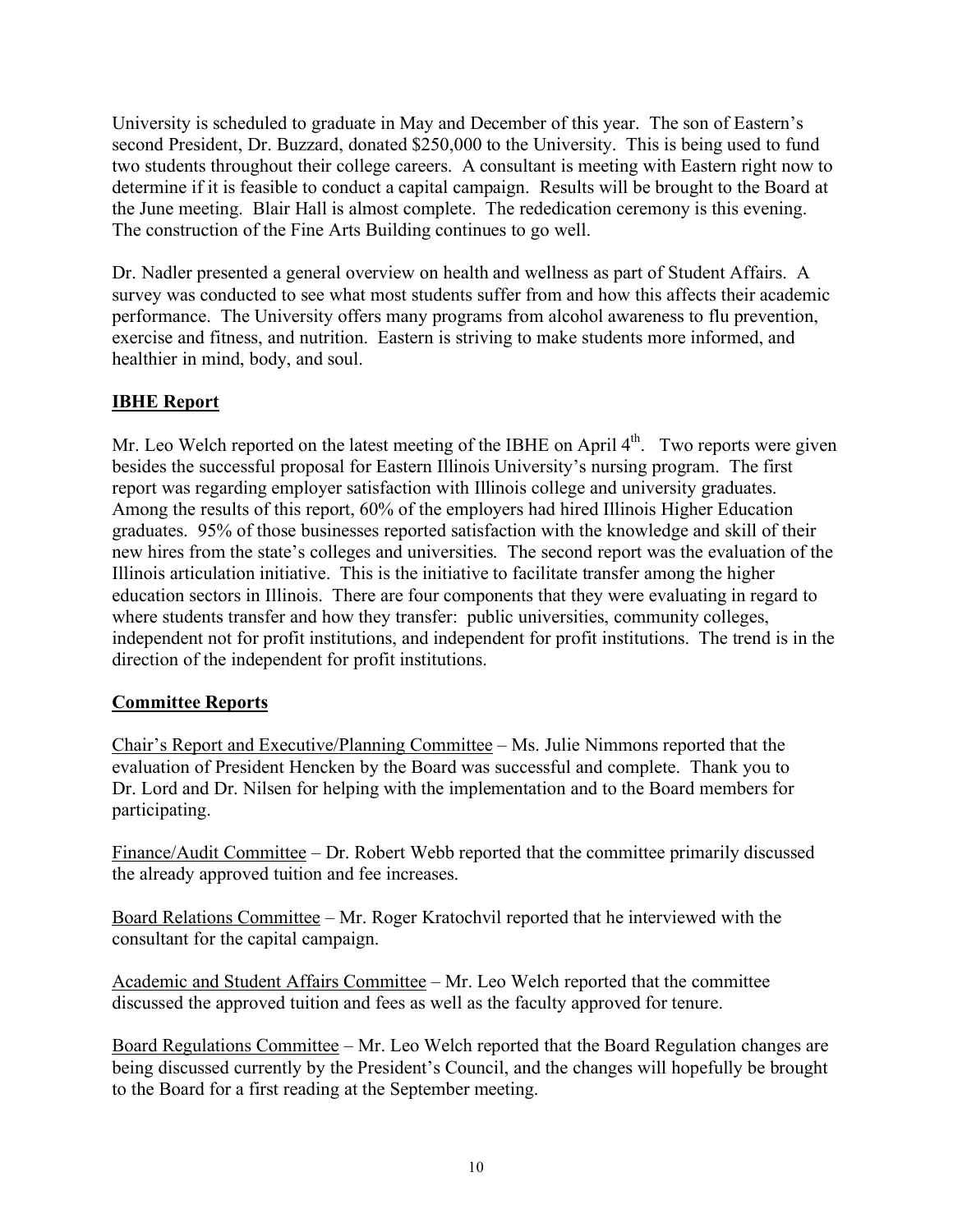University is scheduled to graduate in May and December of this year. The son of Eastern's second President, Dr. Buzzard, donated $250,000 to the University. This is being used to fund two students throughout their college careers. A consultant is meeting with Eastern right now to determine if it is feasible to conduct a capital campaign. Results will be brought to the Board at the June meeting. Blair Hall is almost complete. The rededication ceremony is this evening. The construction of the Fine Arts Building continues to go well.

Dr. Nadler presented a general overview on health and wellness as part of Student Affairs. A survey was conducted to see what most students suffer from and how this affects their academic performance. The University offers many programs from alcohol awareness to flu prevention, exercise and fitness, and nutrition. Eastern is striving to make students more informed, and healthier in mind, body, and soul.

## IBHE Report

Mr. Leo Welch reported on the latest meeting of the IBHE on April 4th. Two reports were given besides the successful proposal for Eastern Illinois University's nursing program. The first report was regarding employer satisfaction with Illinois college and university graduates. Among the results of this report, 60% of the employers had hired Illinois Higher Education graduates. 95% of those businesses reported satisfaction with the knowledge and skill of their new hires from the state's colleges and universities. The second report was the evaluation of the Illinois articulation initiative. This is the initiative to facilitate transfer among the higher education sectors in Illinois. There are four components that they were evaluating in regard to where students transfer and how they transfer: public universities, community colleges, independent not for profit institutions, and independent for profit institutions. The trend is in the direction of the independent for profit institutions.

## Committee Reports

Chair's Report and Executive/Planning Committee – Ms. Julie Nimmons reported that the evaluation of President Hencken by the Board was successful and complete. Thank you to Dr. Lord and Dr. Nilsen for helping with the implementation and to the Board members for participating.

Finance/Audit Committee – Dr. Robert Webb reported that the committee primarily discussed the already approved tuition and fee increases.

Board Relations Committee – Mr. Roger Kratochvil reported that he interviewed with the consultant for the capital campaign.

Academic and Student Affairs Committee – Mr. Leo Welch reported that the committee discussed the approved tuition and fees as well as the faculty approved for tenure.

Board Regulations Committee – Mr. Leo Welch reported that the Board Regulation changes are being discussed currently by the President's Council, and the changes will hopefully be brought to the Board for a first reading at the September meeting.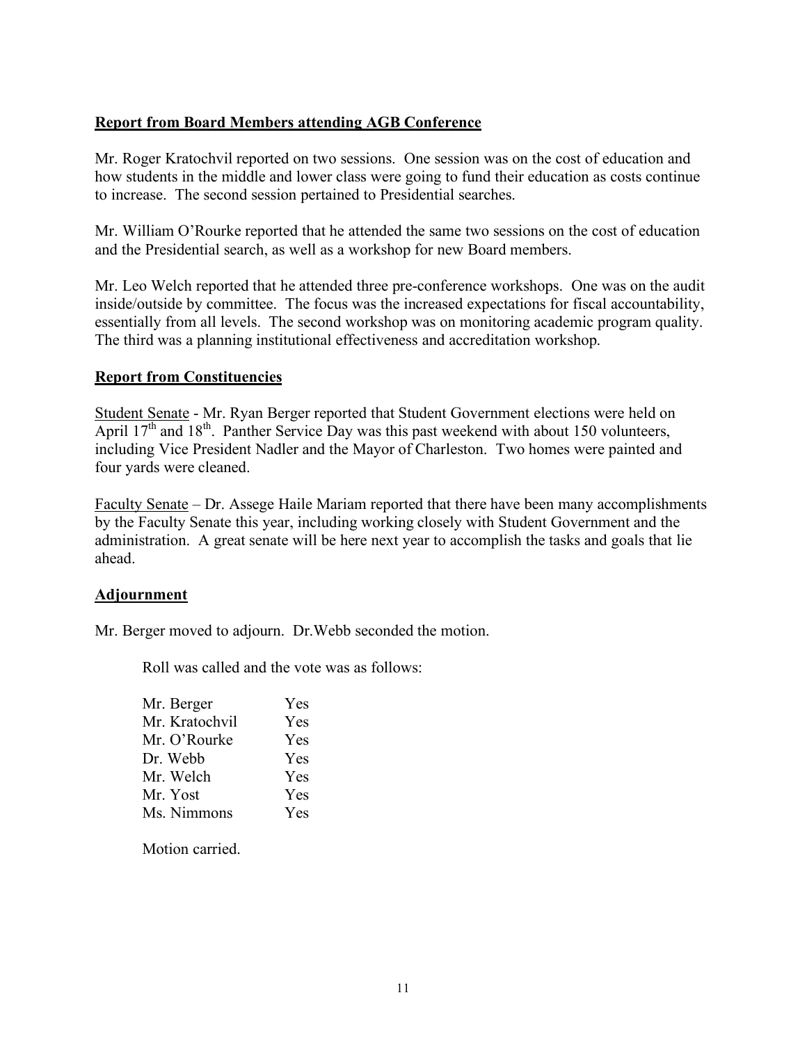## Report from Board Members attending AGB Conference

Mr. Roger Kratochvil reported on two sessions. One session was on the cost of education and how students in the middle and lower class were going to fund their education as costs continue to increase. The second session pertained to Presidential searches.

Mr. William O'Rourke reported that he attended the same two sessions on the cost of education and the Presidential search, as well as a workshop for new Board members.

Mr. Leo Welch reported that he attended three pre-conference workshops. One was on the audit inside/outside by committee. The focus was the increased expectations for fiscal accountability, essentially from all levels. The second workshop was on monitoring academic program quality. The third was a planning institutional effectiveness and accreditation workshop.

## Report from Constituencies

Student Senate - Mr. Ryan Berger reported that Student Government elections were held on April 17th and 18th. Panther Service Day was this past weekend with about 150 volunteers, including Vice President Nadler and the Mayor of Charleston. Two homes were painted and four yards were cleaned.

Faculty Senate – Dr. Assege Haile Mariam reported that there have been many accomplishments by the Faculty Senate this year, including working closely with Student Government and the administration. A great senate will be here next year to accomplish the tasks and goals that lie ahead.

## Adjournment

Mr. Berger moved to adjourn. Dr.Webb seconded the motion.

Roll was called and the vote was as follows:

| | |
|---|---|
| Mr. Berger | Yes |
| Mr. Kratochvil | Yes |
| Mr. O'Rourke | Yes |
| Dr. Webb | Yes |
| Mr. Welch | Yes |
| Mr. Yost | Yes |
| Ms. Nimmons | Yes |

Motion carried.